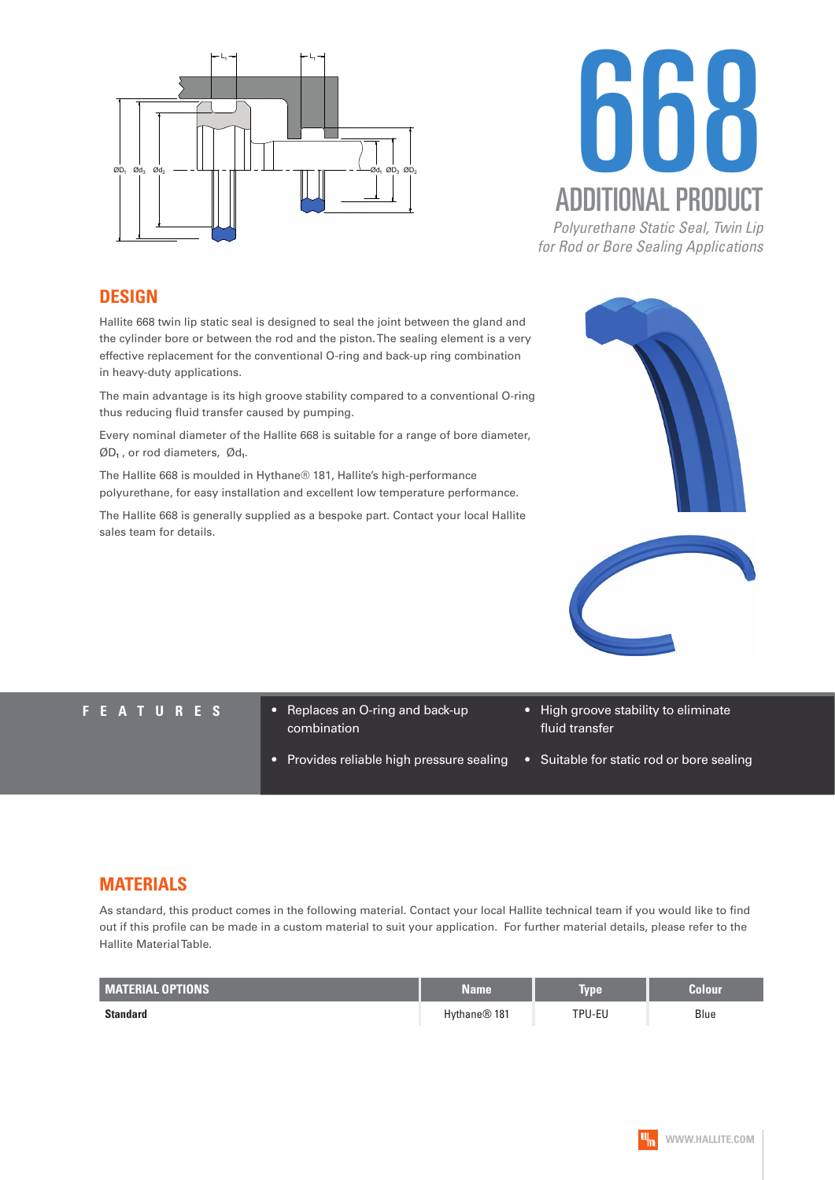# 668

## ADDITIONAL PRODUCT

*Polyurethane Static Seal, Twin Lip for Rod or Bore Sealing Applications*

## DESIGN

Hallite 668 twin lip static seal is designed to seal the joint between the gland and the cylinder bore or between the rod and the piston. The sealing element is a very effective replacement for the conventional O-ring and back-up ring combination in heavy-duty applications.

The main advantage is its high groove stability compared to a conventional O-ring thus reducing fluid transfer caused by pumping.

Every nominal diameter of the Hallite 668 is suitable for a range of bore diameter, $ØD_1$ , or rod diameters, $Ød_1$.

The Hallite 668 is moulded in Hythane® 181, Hallite's high-performance polyurethane, for easy installation and excellent low temperature performance.

The Hallite 668 is generally supplied as a bespoke part. Contact your local Hallite sales team for details.

## FEATURES

- Replaces an O-ring and back-up combination
- High groove stability to eliminate fluid transfer
- Provides reliable high pressure sealing
- Suitable for static rod or bore sealing

## MATERIALS

As standard, this product comes in the following material. Contact your local Hallite technical team if you would like to find out if this profile can be made in a custom material to suit your application. For further material details, please refer to the Hallite Material Table.

| MATERIAL OPTIONS | Name | Type | Colour |
|---|---|---|---|
| **Standard** | Hythane® 181 | TPU-EU | Blue |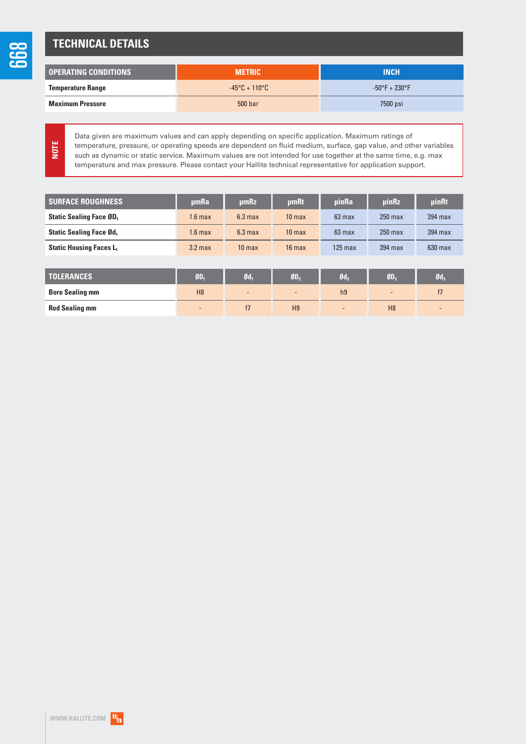## TECHNICAL DETAILS

| OPERATING CONDITIONS | METRIC | INCH |
|---|---|---|
| Temperature Range | -45°C + 110°C | -50°F + 230°F |
| Maximum Pressure | 500 bar | 7500 psi |

**NOTE**

Data given are maximum values and can apply depending on specific application. Maximum ratings of temperature, pressure, or operating speeds are dependent on fluid medium, surface, gap value, and other variables such as dynamic or static service. Maximum values are not intended for use together at the same time, e.g. max temperature and max pressure. Please contact your Hallite technical representative for application support.

| SURFACE ROUGHNESS | μmRa | μmRz | μmRt | μinRa | μinRz | μinRt |
|---|---|---|---|---|---|---|
| Static Sealing Face $ØD_1$ | 1.6 max | 6.3 max | 10 max | 63 max | 250 max | 394 max |
| Static Sealing Face $Ød_1$ | 1.6 max | 6.3 max | 10 max | 63 max | 250 max | 394 max |
| Static Housing Faces $L_1$ | 3.2 max | 10 max | 16 max | 125 max | 394 max | 630 max |

| TOLERANCES | $ØD_1$ | $Ød_1$ | $ØD_2$ | $Ød_2$ | $ØD_3$ | $Ød_3$ |
|---|---|---|---|---|---|---|
| Bore Sealing mm | H8 | - | - | h9 | - | f7 |
| Rod Sealing mm | - | f7 | H9 | - | H8 | - |